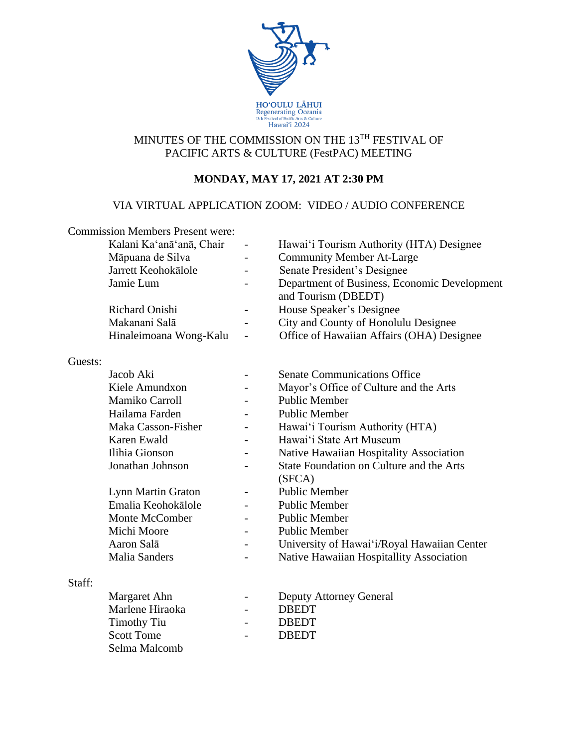HO'OULU LĀHUI
Regenerating Oceania
13th Festival of Pacific Arts & Culture
Hawai'i 2024

# MINUTES OF THE COMMISSION ON THE 13TH FESTIVAL OF PACIFIC ARTS & CULTURE (FestPAC) MEETING

**MONDAY, MAY 17, 2021 AT 2:30 PM**

VIA VIRTUAL APPLICATION ZOOM: VIDEO / AUDIO CONFERENCE

Commission Members Present were:

| | | |
|---|---|---|
| Kalani Kaʻanāʻanā, Chair | - | Hawaiʻi Tourism Authority (HTA) Designee |
| Māpuana de Silva | - | Community Member At-Large |
| Jarrett Keohokālole | - | Senate President's Designee |
| Jamie Lum | - | Department of Business, Economic Development and Tourism (DBEDT) |
| Richard Onishi | - | House Speaker's Designee |
| Makanani Salā | - | City and County of Honolulu Designee |
| Hinaleimoana Wong-Kalu | - | Office of Hawaiian Affairs (OHA) Designee |

Guests:

| | | |
|---|---|---|
| Jacob Aki | - | Senate Communications Office |
| Kiele Amundxon | - | Mayor's Office of Culture and the Arts |
| Mamiko Carroll | - | Public Member |
| Hailama Farden | - | Public Member |
| Maka Casson-Fisher | - | Hawaiʻi Tourism Authority (HTA) |
| Karen Ewald | - | Hawaiʻi State Art Museum |
| Ilihia Gionson | - | Native Hawaiian Hospitality Association |
| Jonathan Johnson | - | State Foundation on Culture and the Arts (SFCA) |
| Lynn Martin Graton | - | Public Member |
| Emalia Keohokālole | - | Public Member |
| Monte McComber | - | Public Member |
| Michi Moore | - | Public Member |
| Aaron Salā | - | University of Hawaiʻi/Royal Hawaiian Center |
| Malia Sanders | - | Native Hawaiian Hospitallity Association |

Staff:

| | | |
|---|---|---|
| Margaret Ahn | - | Deputy Attorney General |
| Marlene Hiraoka | - | DBEDT |
| Timothy Tiu | - | DBEDT |
| Scott Tome | - | DBEDT |
| Selma Malcomb | | |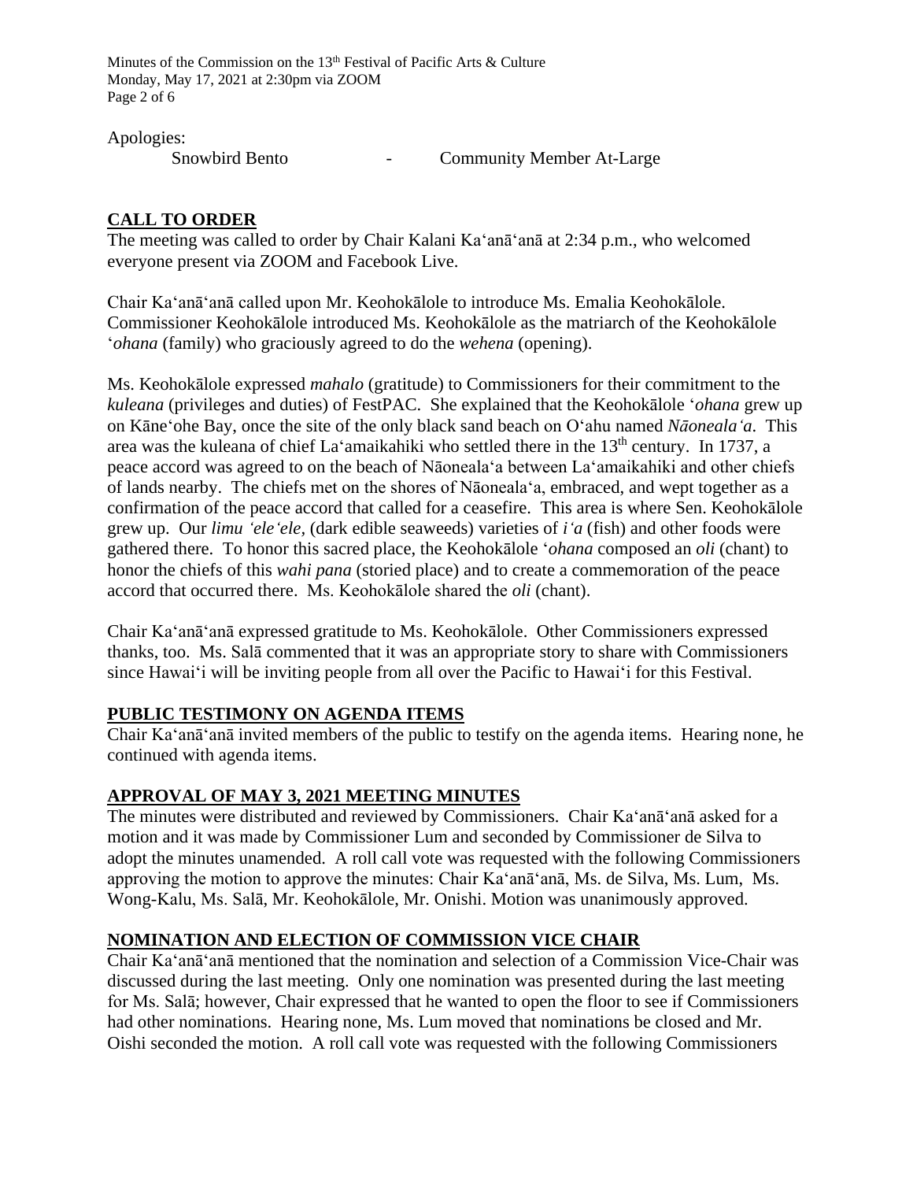Apologies:

Snowbird Bento - Community Member At-Large

## CALL TO ORDER

The meeting was called to order by Chair Kalani Kaʻanāʻanā at 2:34 p.m., who welcomed everyone present via ZOOM and Facebook Live.

Chair Kaʻanāʻanā called upon Mr. Keohokālole to introduce Ms. Emalia Keohokālole. Commissioner Keohokālole introduced Ms. Keohokālole as the matriarch of the Keohokālole ʻ*ohana* (family) who graciously agreed to do the *wehena* (opening).

Ms. Keohokālole expressed *mahalo* (gratitude) to Commissioners for their commitment to the *kuleana* (privileges and duties) of FestPAC. She explained that the Keohokālole ʻ*ohana* grew up on Kāneʻohe Bay, once the site of the only black sand beach on Oʻahu named *Nāonealaʻa*. This area was the kuleana of chief Laʻamaikahiki who settled there in the 13th century. In 1737, a peace accord was agreed to on the beach of Nāonealaʻa between Laʻamaikahiki and other chiefs of lands nearby. The chiefs met on the shores of Nāonealaʻa, embraced, and wept together as a confirmation of the peace accord that called for a ceasefire. This area is where Sen. Keohokālole grew up. Our *limu ʻeleʻele,* (dark edible seaweeds) varieties of *iʻa* (fish) and other foods were gathered there. To honor this sacred place, the Keohokālole ʻ*ohana* composed an *oli* (chant) to honor the chiefs of this *wahi pana* (storied place) and to create a commemoration of the peace accord that occurred there. Ms. Keohokālole shared the *oli* (chant).

Chair Kaʻanāʻanā expressed gratitude to Ms. Keohokālole. Other Commissioners expressed thanks, too. Ms. Salā commented that it was an appropriate story to share with Commissioners since Hawaiʻi will be inviting people from all over the Pacific to Hawaiʻi for this Festival.

## PUBLIC TESTIMONY ON AGENDA ITEMS

Chair Kaʻanāʻanā invited members of the public to testify on the agenda items. Hearing none, he continued with agenda items.

## APPROVAL OF MAY 3, 2021 MEETING MINUTES

The minutes were distributed and reviewed by Commissioners. Chair Kaʻanāʻanā asked for a motion and it was made by Commissioner Lum and seconded by Commissioner de Silva to adopt the minutes unamended. A roll call vote was requested with the following Commissioners approving the motion to approve the minutes: Chair Kaʻanāʻanā, Ms. de Silva, Ms. Lum, Ms. Wong-Kalu, Ms. Salā, Mr. Keohokālole, Mr. Onishi. Motion was unanimously approved.

## NOMINATION AND ELECTION OF COMMISSION VICE CHAIR

Chair Kaʻanāʻanā mentioned that the nomination and selection of a Commission Vice-Chair was discussed during the last meeting. Only one nomination was presented during the last meeting for Ms. Salā; however, Chair expressed that he wanted to open the floor to see if Commissioners had other nominations. Hearing none, Ms. Lum moved that nominations be closed and Mr. Oishi seconded the motion. A roll call vote was requested with the following Commissioners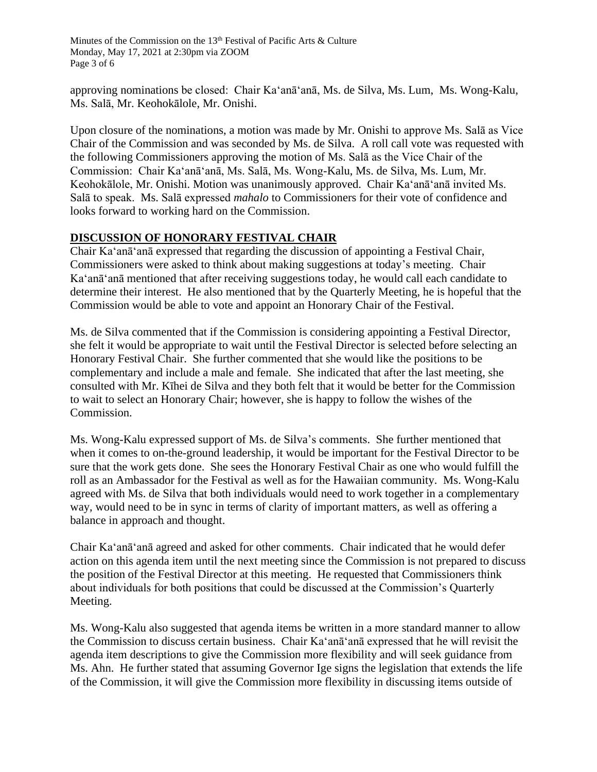approving nominations be closed: Chair Kaʻanāʻanā, Ms. de Silva, Ms. Lum, Ms. Wong-Kalu, Ms. Salā, Mr. Keohokālole, Mr. Onishi.

Upon closure of the nominations, a motion was made by Mr. Onishi to approve Ms. Salā as Vice Chair of the Commission and was seconded by Ms. de Silva. A roll call vote was requested with the following Commissioners approving the motion of Ms. Salā as the Vice Chair of the Commission: Chair Kaʻanāʻanā, Ms. Salā, Ms. Wong-Kalu, Ms. de Silva, Ms. Lum, Mr. Keohokālole, Mr. Onishi. Motion was unanimously approved. Chair Kaʻanāʻanā invited Ms. Salā to speak. Ms. Salā expressed *mahalo* to Commissioners for their vote of confidence and looks forward to working hard on the Commission.

## DISCUSSION OF HONORARY FESTIVAL CHAIR

Chair Kaʻanāʻanā expressed that regarding the discussion of appointing a Festival Chair, Commissioners were asked to think about making suggestions at today's meeting. Chair Kaʻanāʻanā mentioned that after receiving suggestions today, he would call each candidate to determine their interest. He also mentioned that by the Quarterly Meeting, he is hopeful that the Commission would be able to vote and appoint an Honorary Chair of the Festival.

Ms. de Silva commented that if the Commission is considering appointing a Festival Director, she felt it would be appropriate to wait until the Festival Director is selected before selecting an Honorary Festival Chair. She further commented that she would like the positions to be complementary and include a male and female. She indicated that after the last meeting, she consulted with Mr. Kīhei de Silva and they both felt that it would be better for the Commission to wait to select an Honorary Chair; however, she is happy to follow the wishes of the Commission.

Ms. Wong-Kalu expressed support of Ms. de Silva's comments. She further mentioned that when it comes to on-the-ground leadership, it would be important for the Festival Director to be sure that the work gets done. She sees the Honorary Festival Chair as one who would fulfill the roll as an Ambassador for the Festival as well as for the Hawaiian community. Ms. Wong-Kalu agreed with Ms. de Silva that both individuals would need to work together in a complementary way, would need to be in sync in terms of clarity of important matters, as well as offering a balance in approach and thought.

Chair Kaʻanāʻanā agreed and asked for other comments. Chair indicated that he would defer action on this agenda item until the next meeting since the Commission is not prepared to discuss the position of the Festival Director at this meeting. He requested that Commissioners think about individuals for both positions that could be discussed at the Commission's Quarterly Meeting.

Ms. Wong-Kalu also suggested that agenda items be written in a more standard manner to allow the Commission to discuss certain business. Chair Kaʻanāʻanā expressed that he will revisit the agenda item descriptions to give the Commission more flexibility and will seek guidance from Ms. Ahn. He further stated that assuming Governor Ige signs the legislation that extends the life of the Commission, it will give the Commission more flexibility in discussing items outside of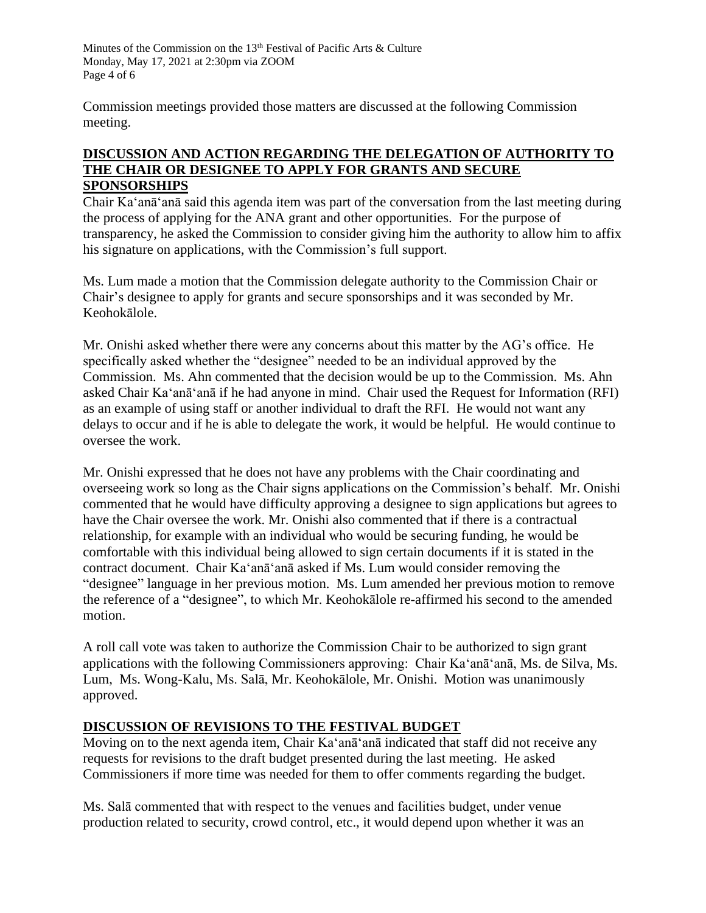Commission meetings provided those matters are discussed at the following Commission meeting.

## DISCUSSION AND ACTION REGARDING THE DELEGATION OF AUTHORITY TO THE CHAIR OR DESIGNEE TO APPLY FOR GRANTS AND SECURE SPONSORSHIPS

Chair Ka'anā'anā said this agenda item was part of the conversation from the last meeting during the process of applying for the ANA grant and other opportunities. For the purpose of transparency, he asked the Commission to consider giving him the authority to allow him to affix his signature on applications, with the Commission's full support.

Ms. Lum made a motion that the Commission delegate authority to the Commission Chair or Chair's designee to apply for grants and secure sponsorships and it was seconded by Mr. Keohokālole.

Mr. Onishi asked whether there were any concerns about this matter by the AG's office. He specifically asked whether the "designee" needed to be an individual approved by the Commission. Ms. Ahn commented that the decision would be up to the Commission. Ms. Ahn asked Chair Ka'anā'anā if he had anyone in mind. Chair used the Request for Information (RFI) as an example of using staff or another individual to draft the RFI. He would not want any delays to occur and if he is able to delegate the work, it would be helpful. He would continue to oversee the work.

Mr. Onishi expressed that he does not have any problems with the Chair coordinating and overseeing work so long as the Chair signs applications on the Commission's behalf. Mr. Onishi commented that he would have difficulty approving a designee to sign applications but agrees to have the Chair oversee the work. Mr. Onishi also commented that if there is a contractual relationship, for example with an individual who would be securing funding, he would be comfortable with this individual being allowed to sign certain documents if it is stated in the contract document. Chair Ka'anā'anā asked if Ms. Lum would consider removing the "designee" language in her previous motion. Ms. Lum amended her previous motion to remove the reference of a "designee", to which Mr. Keohokālole re-affirmed his second to the amended motion.

A roll call vote was taken to authorize the Commission Chair to be authorized to sign grant applications with the following Commissioners approving: Chair Ka'anā'anā, Ms. de Silva, Ms. Lum, Ms. Wong-Kalu, Ms. Salā, Mr. Keohokālole, Mr. Onishi. Motion was unanimously approved.

## DISCUSSION OF REVISIONS TO THE FESTIVAL BUDGET

Moving on to the next agenda item, Chair Ka'anā'anā indicated that staff did not receive any requests for revisions to the draft budget presented during the last meeting. He asked Commissioners if more time was needed for them to offer comments regarding the budget.

Ms. Salā commented that with respect to the venues and facilities budget, under venue production related to security, crowd control, etc., it would depend upon whether it was an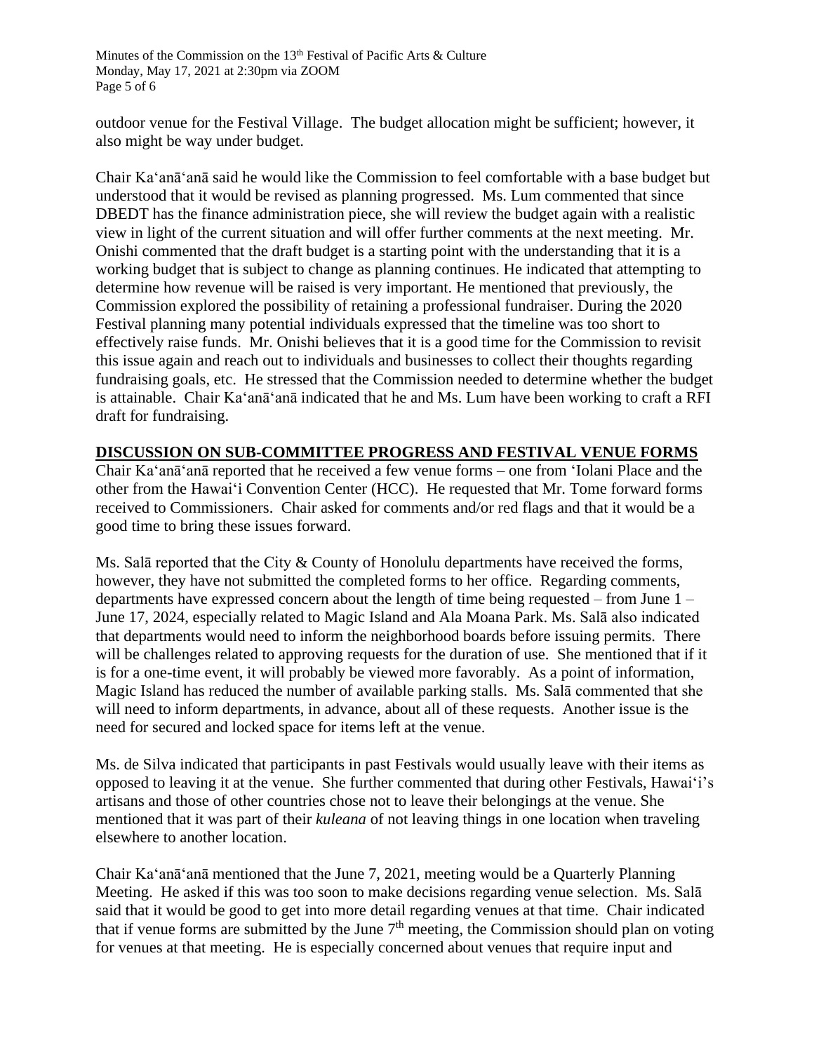outdoor venue for the Festival Village. The budget allocation might be sufficient; however, it also might be way under budget.

Chair Kaʻanāʻanā said he would like the Commission to feel comfortable with a base budget but understood that it would be revised as planning progressed. Ms. Lum commented that since DBEDT has the finance administration piece, she will review the budget again with a realistic view in light of the current situation and will offer further comments at the next meeting. Mr. Onishi commented that the draft budget is a starting point with the understanding that it is a working budget that is subject to change as planning continues. He indicated that attempting to determine how revenue will be raised is very important. He mentioned that previously, the Commission explored the possibility of retaining a professional fundraiser. During the 2020 Festival planning many potential individuals expressed that the timeline was too short to effectively raise funds. Mr. Onishi believes that it is a good time for the Commission to revisit this issue again and reach out to individuals and businesses to collect their thoughts regarding fundraising goals, etc. He stressed that the Commission needed to determine whether the budget is attainable. Chair Kaʻanāʻanā indicated that he and Ms. Lum have been working to craft a RFI draft for fundraising.

**DISCUSSION ON SUB-COMMITTEE PROGRESS AND FESTIVAL VENUE FORMS**

Chair Kaʻanāʻanā reported that he received a few venue forms – one from ʻIolani Place and the other from the Hawaiʻi Convention Center (HCC). He requested that Mr. Tome forward forms received to Commissioners. Chair asked for comments and/or red flags and that it would be a good time to bring these issues forward.

Ms. Salā reported that the City & County of Honolulu departments have received the forms, however, they have not submitted the completed forms to her office. Regarding comments, departments have expressed concern about the length of time being requested – from June 1 – June 17, 2024, especially related to Magic Island and Ala Moana Park. Ms. Salā also indicated that departments would need to inform the neighborhood boards before issuing permits. There will be challenges related to approving requests for the duration of use. She mentioned that if it is for a one-time event, it will probably be viewed more favorably. As a point of information, Magic Island has reduced the number of available parking stalls. Ms. Salā commented that she will need to inform departments, in advance, about all of these requests. Another issue is the need for secured and locked space for items left at the venue.

Ms. de Silva indicated that participants in past Festivals would usually leave with their items as opposed to leaving it at the venue. She further commented that during other Festivals, Hawaiʻi's artisans and those of other countries chose not to leave their belongings at the venue. She mentioned that it was part of their *kuleana* of not leaving things in one location when traveling elsewhere to another location.

Chair Kaʻanāʻanā mentioned that the June 7, 2021, meeting would be a Quarterly Planning Meeting. He asked if this was too soon to make decisions regarding venue selection. Ms. Salā said that it would be good to get into more detail regarding venues at that time. Chair indicated that if venue forms are submitted by the June 7th meeting, the Commission should plan on voting for venues at that meeting. He is especially concerned about venues that require input and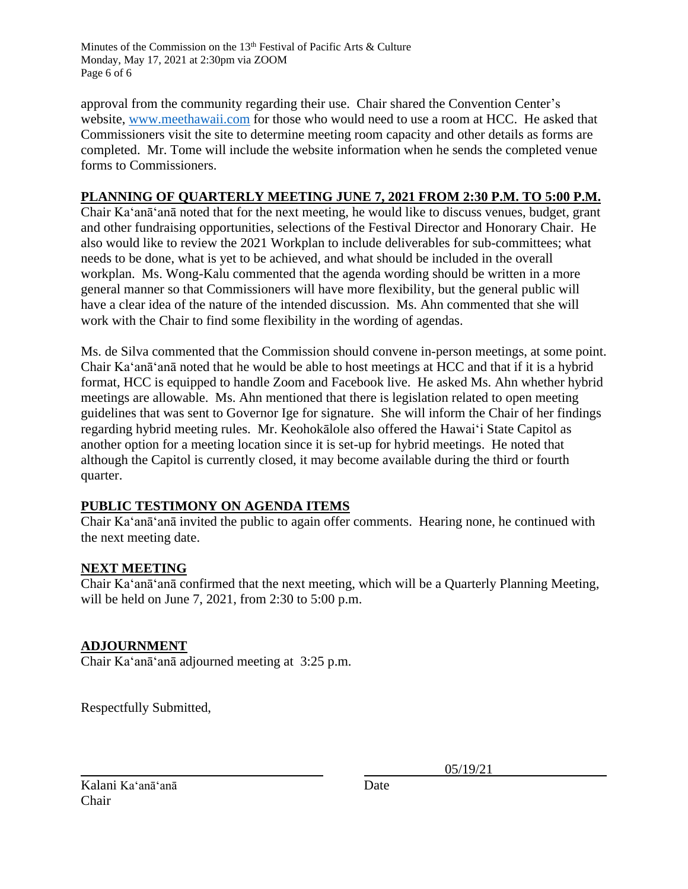approval from the community regarding their use. Chair shared the Convention Center's website, www.meethawaii.com for those who would need to use a room at HCC. He asked that Commissioners visit the site to determine meeting room capacity and other details as forms are completed. Mr. Tome will include the website information when he sends the completed venue forms to Commissioners.

## PLANNING OF QUARTERLY MEETING JUNE 7, 2021 FROM 2:30 P.M. TO 5:00 P.M.

Chair Kaʻanāʻanā noted that for the next meeting, he would like to discuss venues, budget, grant and other fundraising opportunities, selections of the Festival Director and Honorary Chair. He also would like to review the 2021 Workplan to include deliverables for sub-committees; what needs to be done, what is yet to be achieved, and what should be included in the overall workplan. Ms. Wong-Kalu commented that the agenda wording should be written in a more general manner so that Commissioners will have more flexibility, but the general public will have a clear idea of the nature of the intended discussion. Ms. Ahn commented that she will work with the Chair to find some flexibility in the wording of agendas.

Ms. de Silva commented that the Commission should convene in-person meetings, at some point. Chair Kaʻanāʻanā noted that he would be able to host meetings at HCC and that if it is a hybrid format, HCC is equipped to handle Zoom and Facebook live. He asked Ms. Ahn whether hybrid meetings are allowable. Ms. Ahn mentioned that there is legislation related to open meeting guidelines that was sent to Governor Ige for signature. She will inform the Chair of her findings regarding hybrid meeting rules. Mr. Keohokālole also offered the Hawaiʻi State Capitol as another option for a meeting location since it is set-up for hybrid meetings. He noted that although the Capitol is currently closed, it may become available during the third or fourth quarter.

## PUBLIC TESTIMONY ON AGENDA ITEMS

Chair Kaʻanāʻanā invited the public to again offer comments. Hearing none, he continued with the next meeting date.

## NEXT MEETING

Chair Kaʻanāʻanā confirmed that the next meeting, which will be a Quarterly Planning Meeting, will be held on June 7, 2021, from 2:30 to 5:00 p.m.

## ADJOURNMENT

Chair Kaʻanāʻanā adjourned meeting at 3:25 p.m.

Respectfully Submitted,

Kalani Kaʻanāʻanā
Chair

05/19/21
Date